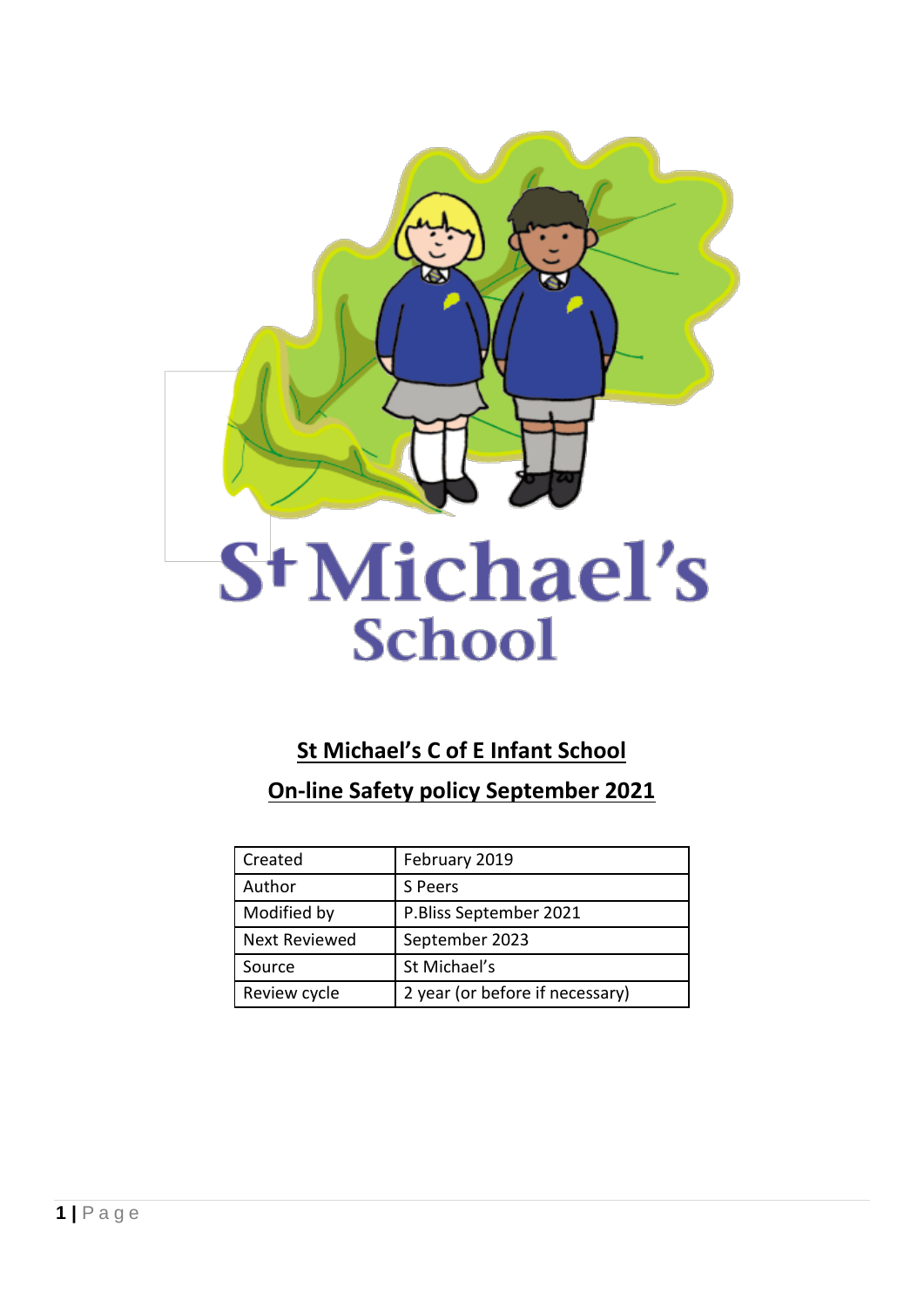St Michael's School

# St Michael's C of E Infant School

## On-line Safety policy September 2021

| Created | February 2019 |
|---|---|
| Author | S Peers |
| Modified by | P.Bliss September 2021 |
| Next Reviewed | September 2023 |
| Source | St Michael's |
| Review cycle | 2 year (or before if necessary) |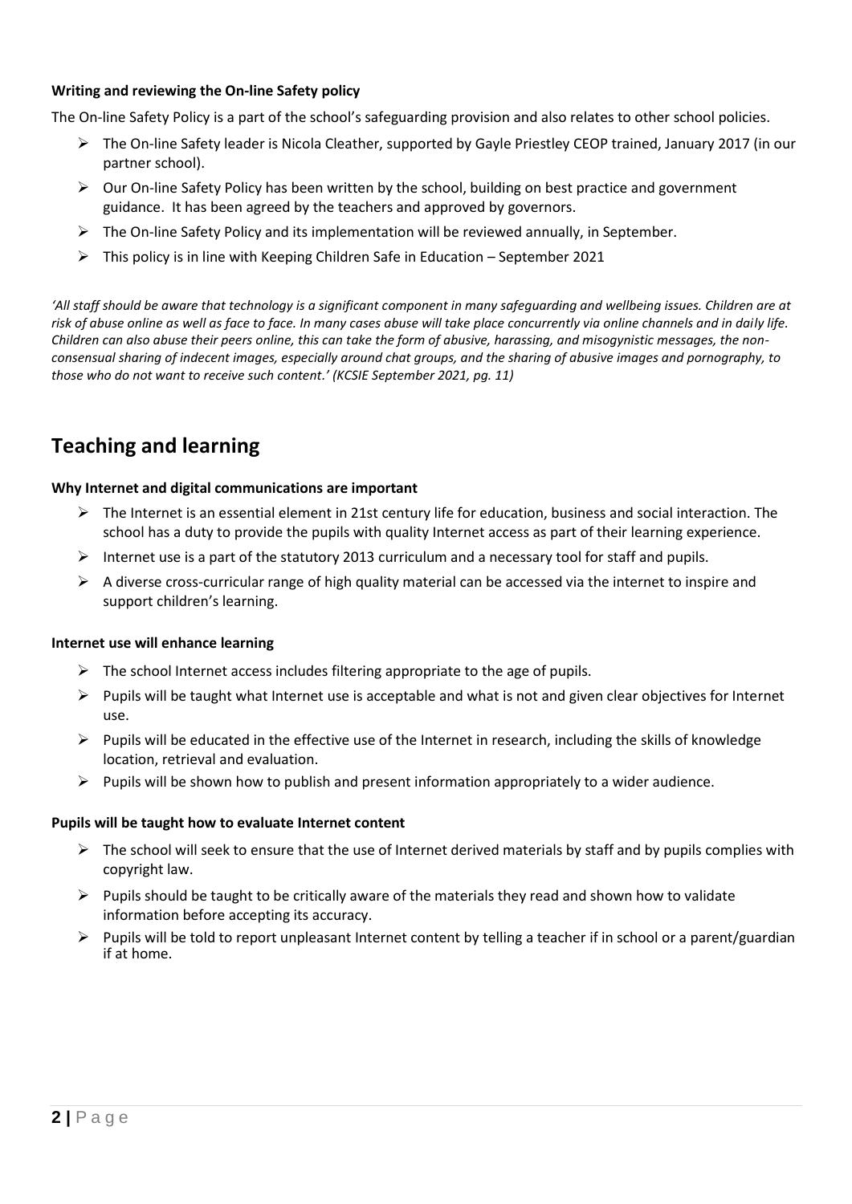**Writing and reviewing the On-line Safety policy**

The On-line Safety Policy is a part of the school's safeguarding provision and also relates to other school policies.

- The On-line Safety leader is Nicola Cleather, supported by Gayle Priestley CEOP trained, January 2017 (in our partner school).
- Our On-line Safety Policy has been written by the school, building on best practice and government guidance. It has been agreed by the teachers and approved by governors.
- The On-line Safety Policy and its implementation will be reviewed annually, in September.
- This policy is in line with Keeping Children Safe in Education – September 2021

*'All staff should be aware that technology is a significant component in many safeguarding and wellbeing issues. Children are at risk of abuse online as well as face to face. In many cases abuse will take place concurrently via online channels and in daily life. Children can also abuse their peers online, this can take the form of abusive, harassing, and misogynistic messages, the non-consensual sharing of indecent images, especially around chat groups, and the sharing of abusive images and pornography, to those who do not want to receive such content.' (KCSIE September 2021, pg. 11)*

## Teaching and learning

**Why Internet and digital communications are important**

- The Internet is an essential element in 21st century life for education, business and social interaction. The school has a duty to provide the pupils with quality Internet access as part of their learning experience.
- Internet use is a part of the statutory 2013 curriculum and a necessary tool for staff and pupils.
- A diverse cross-curricular range of high quality material can be accessed via the internet to inspire and support children's learning.

**Internet use will enhance learning**

- The school Internet access includes filtering appropriate to the age of pupils.
- Pupils will be taught what Internet use is acceptable and what is not and given clear objectives for Internet use.
- Pupils will be educated in the effective use of the Internet in research, including the skills of knowledge location, retrieval and evaluation.
- Pupils will be shown how to publish and present information appropriately to a wider audience.

**Pupils will be taught how to evaluate Internet content**

- The school will seek to ensure that the use of Internet derived materials by staff and by pupils complies with copyright law.
- Pupils should be taught to be critically aware of the materials they read and shown how to validate information before accepting its accuracy.
- Pupils will be told to report unpleasant Internet content by telling a teacher if in school or a parent/guardian if at home.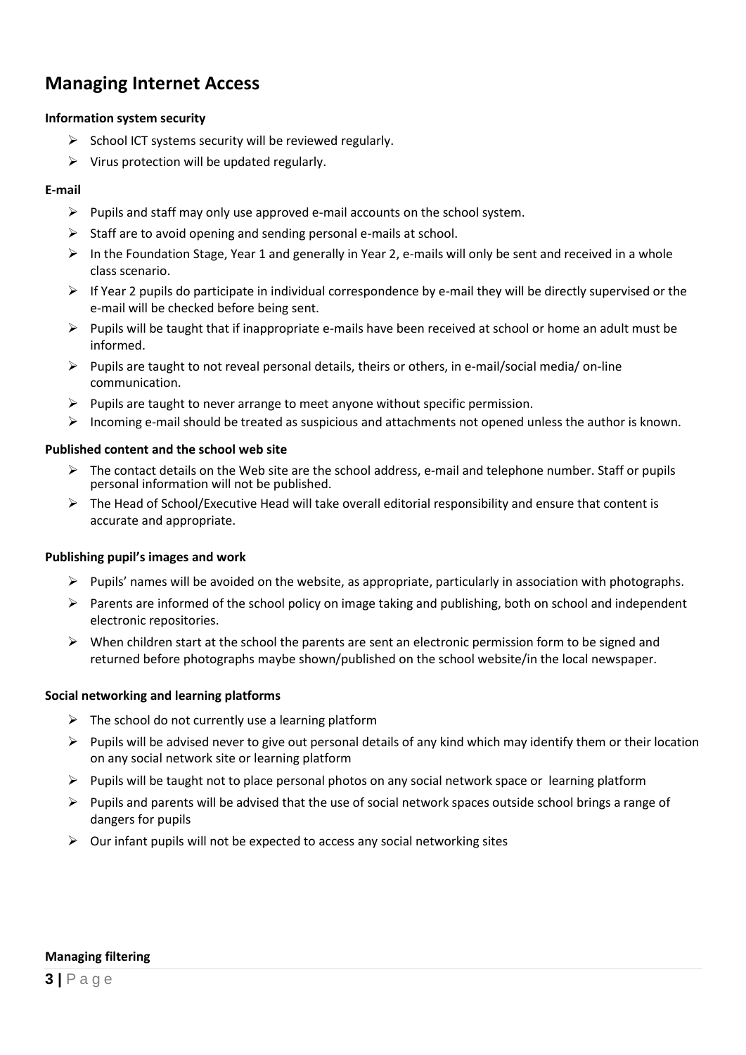## Managing Internet Access

**Information system security**

- School ICT systems security will be reviewed regularly.
- Virus protection will be updated regularly.

**E-mail**

- Pupils and staff may only use approved e-mail accounts on the school system.
- Staff are to avoid opening and sending personal e-mails at school.
- In the Foundation Stage, Year 1 and generally in Year 2, e-mails will only be sent and received in a whole class scenario.
- If Year 2 pupils do participate in individual correspondence by e-mail they will be directly supervised or the e-mail will be checked before being sent.
- Pupils will be taught that if inappropriate e-mails have been received at school or home an adult must be informed.
- Pupils are taught to not reveal personal details, theirs or others, in e-mail/social media/ on-line communication.
- Pupils are taught to never arrange to meet anyone without specific permission.
- Incoming e-mail should be treated as suspicious and attachments not opened unless the author is known.

**Published content and the school web site**

- The contact details on the Web site are the school address, e-mail and telephone number. Staff or pupils personal information will not be published.
- The Head of School/Executive Head will take overall editorial responsibility and ensure that content is accurate and appropriate.

**Publishing pupil's images and work**

- Pupils' names will be avoided on the website, as appropriate, particularly in association with photographs.
- Parents are informed of the school policy on image taking and publishing, both on school and independent electronic repositories.
- When children start at the school the parents are sent an electronic permission form to be signed and returned before photographs maybe shown/published on the school website/in the local newspaper.

**Social networking and learning platforms**

- The school do not currently use a learning platform
- Pupils will be advised never to give out personal details of any kind which may identify them or their location on any social network site or learning platform
- Pupils will be taught not to place personal photos on any social network space or learning platform
- Pupils and parents will be advised that the use of social network spaces outside school brings a range of dangers for pupils
- Our infant pupils will not be expected to access any social networking sites

**Managing filtering**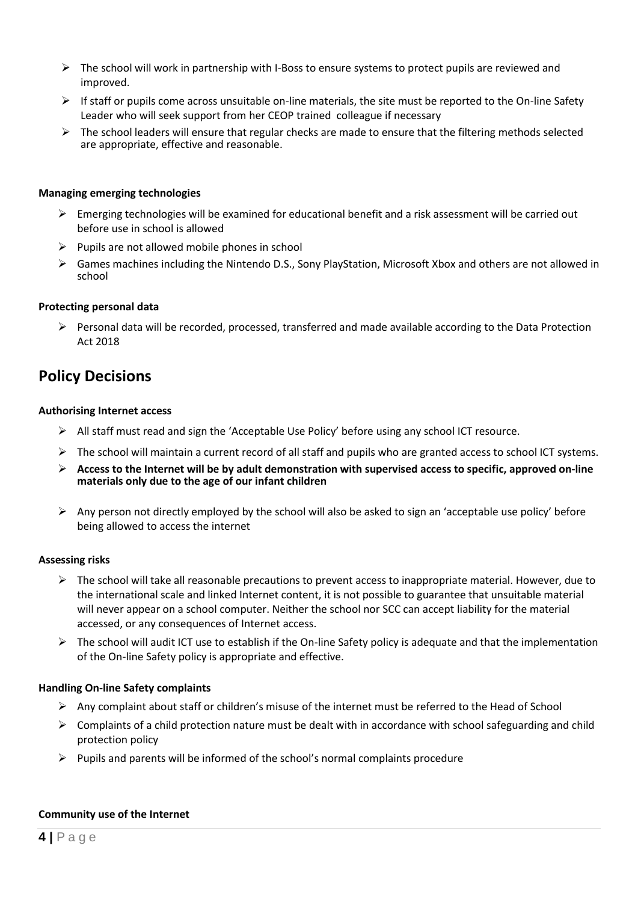- The school will work in partnership with I-Boss to ensure systems to protect pupils are reviewed and improved.
- If staff or pupils come across unsuitable on-line materials, the site must be reported to the On-line Safety Leader who will seek support from her CEOP trained colleague if necessary
- The school leaders will ensure that regular checks are made to ensure that the filtering methods selected are appropriate, effective and reasonable.

**Managing emerging technologies**

- Emerging technologies will be examined for educational benefit and a risk assessment will be carried out before use in school is allowed
- Pupils are not allowed mobile phones in school
- Games machines including the Nintendo D.S., Sony PlayStation, Microsoft Xbox and others are not allowed in school

**Protecting personal data**

- Personal data will be recorded, processed, transferred and made available according to the Data Protection Act 2018

## Policy Decisions

**Authorising Internet access**

- All staff must read and sign the 'Acceptable Use Policy' before using any school ICT resource.
- The school will maintain a current record of all staff and pupils who are granted access to school ICT systems.
- **Access to the Internet will be by adult demonstration with supervised access to specific, approved on-line materials only due to the age of our infant children**
- Any person not directly employed by the school will also be asked to sign an 'acceptable use policy' before being allowed to access the internet

**Assessing risks**

- The school will take all reasonable precautions to prevent access to inappropriate material. However, due to the international scale and linked Internet content, it is not possible to guarantee that unsuitable material will never appear on a school computer. Neither the school nor SCC can accept liability for the material accessed, or any consequences of Internet access.
- The school will audit ICT use to establish if the On-line Safety policy is adequate and that the implementation of the On-line Safety policy is appropriate and effective.

**Handling On-line Safety complaints**

- Any complaint about staff or children's misuse of the internet must be referred to the Head of School
- Complaints of a child protection nature must be dealt with in accordance with school safeguarding and child protection policy
- Pupils and parents will be informed of the school's normal complaints procedure

**Community use of the Internet**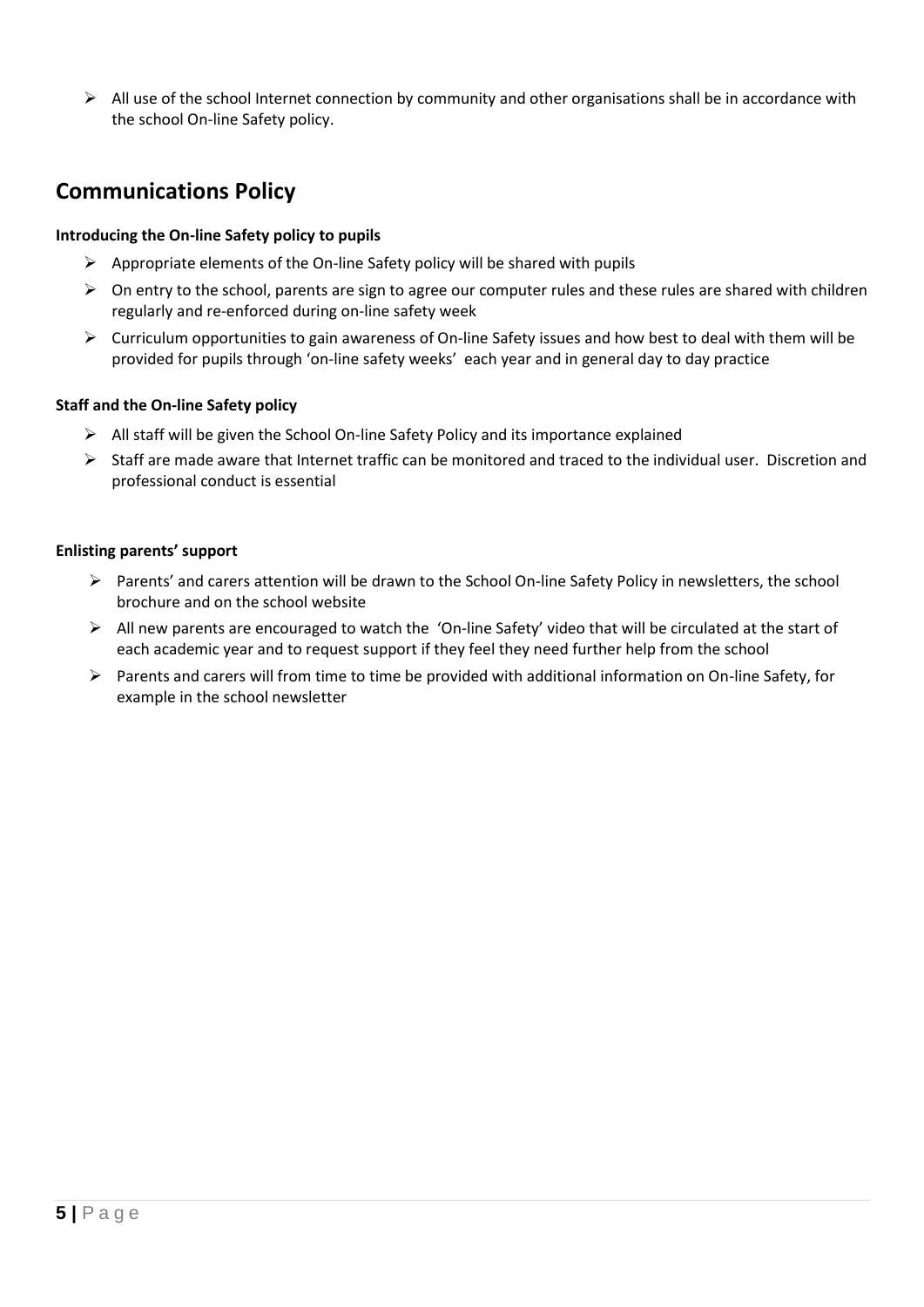- All use of the school Internet connection by community and other organisations shall be in accordance with the school On-line Safety policy.

## Communications Policy

**Introducing the On-line Safety policy to pupils**

- Appropriate elements of the On-line Safety policy will be shared with pupils
- On entry to the school, parents are sign to agree our computer rules and these rules are shared with children regularly and re-enforced during on-line safety week
- Curriculum opportunities to gain awareness of On-line Safety issues and how best to deal with them will be provided for pupils through 'on-line safety weeks' each year and in general day to day practice

**Staff and the On-line Safety policy**

- All staff will be given the School On-line Safety Policy and its importance explained
- Staff are made aware that Internet traffic can be monitored and traced to the individual user. Discretion and professional conduct is essential

**Enlisting parents' support**

- Parents' and carers attention will be drawn to the School On-line Safety Policy in newsletters, the school brochure and on the school website
- All new parents are encouraged to watch the 'On-line Safety' video that will be circulated at the start of each academic year and to request support if they feel they need further help from the school
- Parents and carers will from time to time be provided with additional information on On-line Safety, for example in the school newsletter